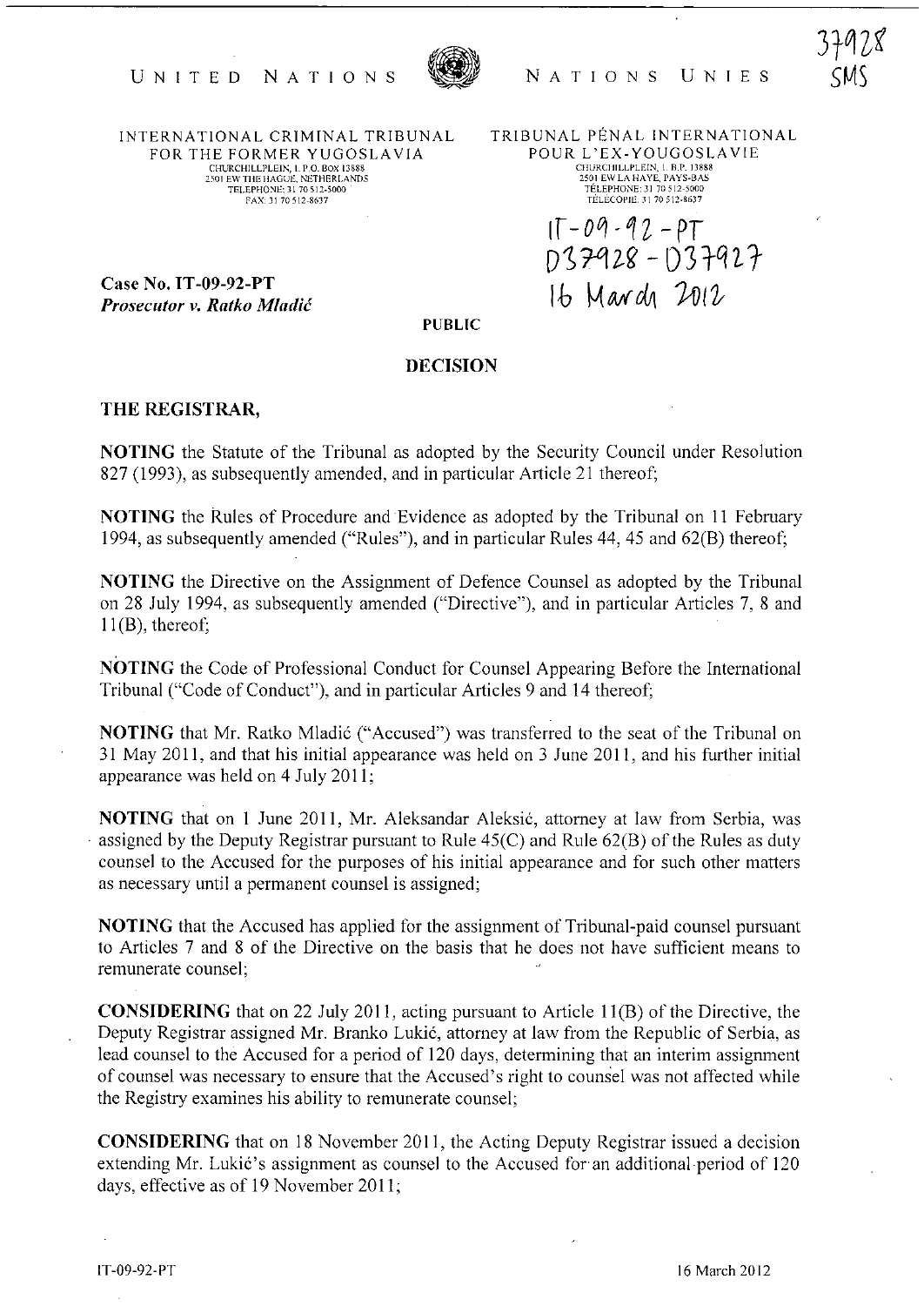37928
SMS

UNITED NATIONS — NATIONS UNIES

INTERNATIONAL CRIMINAL TRIBUNAL FOR THE FORMER YUGOSLAVIA
CHURCHILLPLEIN, 1. P.O. BOX 13888
2501 EW THE HAGUE, NETHERLANDS
TELEPHONE: 31 70 512-5000
FAX: 31 70 512-8637

TRIBUNAL PÉNAL INTERNATIONAL POUR L'EX-YOUGOSLAVIE
CHURCHILLPLEIN, 1. B.P. 13888
2501 EW LA HAYE, PAYS-BAS
TÉLÉPHONE: 31 70 512-5000
TÉLÉCOPIE: 31 70 512-8637

IT-09-92-PT
D37928 - D37927
16 March 2012

**Case No. IT-09-92-PT**
***Prosecutor v. Ratko Mladić***

**PUBLIC**

**DECISION**

**THE REGISTRAR,**

**NOTING** the Statute of the Tribunal as adopted by the Security Council under Resolution 827 (1993), as subsequently amended, and in particular Article 21 thereof;

**NOTING** the Rules of Procedure and Evidence as adopted by the Tribunal on 11 February 1994, as subsequently amended ("Rules"), and in particular Rules 44, 45 and 62(B) thereof;

**NOTING** the Directive on the Assignment of Defence Counsel as adopted by the Tribunal on 28 July 1994, as subsequently amended ("Directive"), and in particular Articles 7, 8 and 11(B), thereof;

**NOTING** the Code of Professional Conduct for Counsel Appearing Before the International Tribunal ("Code of Conduct"), and in particular Articles 9 and 14 thereof;

**NOTING** that Mr. Ratko Mladić ("Accused") was transferred to the seat of the Tribunal on 31 May 2011, and that his initial appearance was held on 3 June 2011, and his further initial appearance was held on 4 July 2011;

**NOTING** that on 1 June 2011, Mr. Aleksandar Aleksić, attorney at law from Serbia, was assigned by the Deputy Registrar pursuant to Rule 45(C) and Rule 62(B) of the Rules as duty counsel to the Accused for the purposes of his initial appearance and for such other matters as necessary until a permanent counsel is assigned;

**NOTING** that the Accused has applied for the assignment of Tribunal-paid counsel pursuant to Articles 7 and 8 of the Directive on the basis that he does not have sufficient means to remunerate counsel;

**CONSIDERING** that on 22 July 2011, acting pursuant to Article 11(B) of the Directive, the Deputy Registrar assigned Mr. Branko Lukić, attorney at law from the Republic of Serbia, as lead counsel to the Accused for a period of 120 days, determining that an interim assignment of counsel was necessary to ensure that the Accused's right to counsel was not affected while the Registry examines his ability to remunerate counsel;

**CONSIDERING** that on 18 November 2011, the Acting Deputy Registrar issued a decision extending Mr. Lukić's assignment as counsel to the Accused for an additional period of 120 days, effective as of 19 November 2011;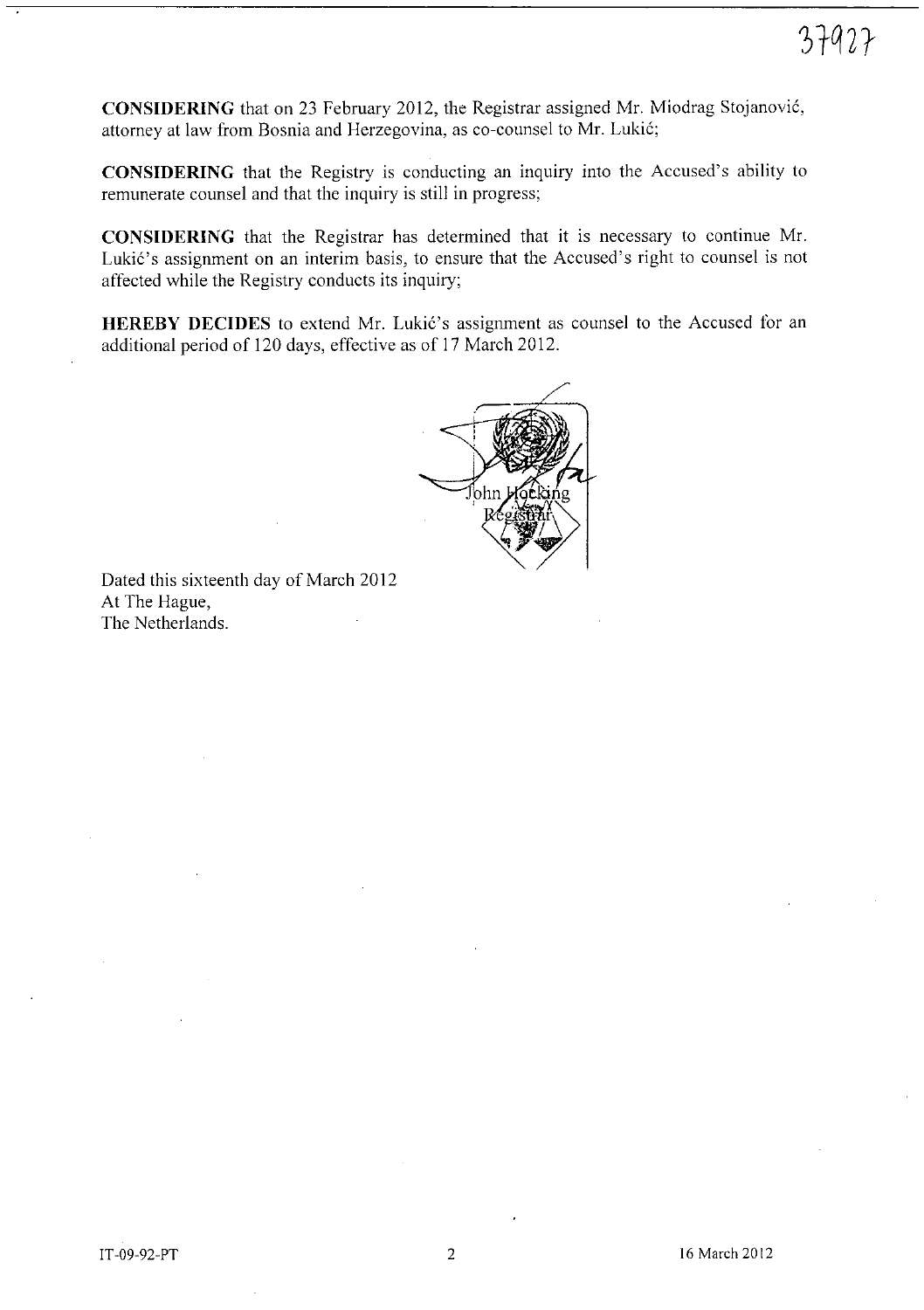**CONSIDERING** that on 23 February 2012, the Registrar assigned Mr. Miodrag Stojanović, attorney at law from Bosnia and Herzegovina, as co-counsel to Mr. Lukić;

**CONSIDERING** that the Registry is conducting an inquiry into the Accused's ability to remunerate counsel and that the inquiry is still in progress;

**CONSIDERING** that the Registrar has determined that it is necessary to continue Mr. Lukić's assignment on an interim basis, to ensure that the Accused's right to counsel is not affected while the Registry conducts its inquiry;

**HEREBY DECIDES** to extend Mr. Lukić's assignment as counsel to the Accused for an additional period of 120 days, effective as of 17 March 2012.

John Hocking
Registrar

Dated this sixteenth day of March 2012
At The Hague,
The Netherlands.